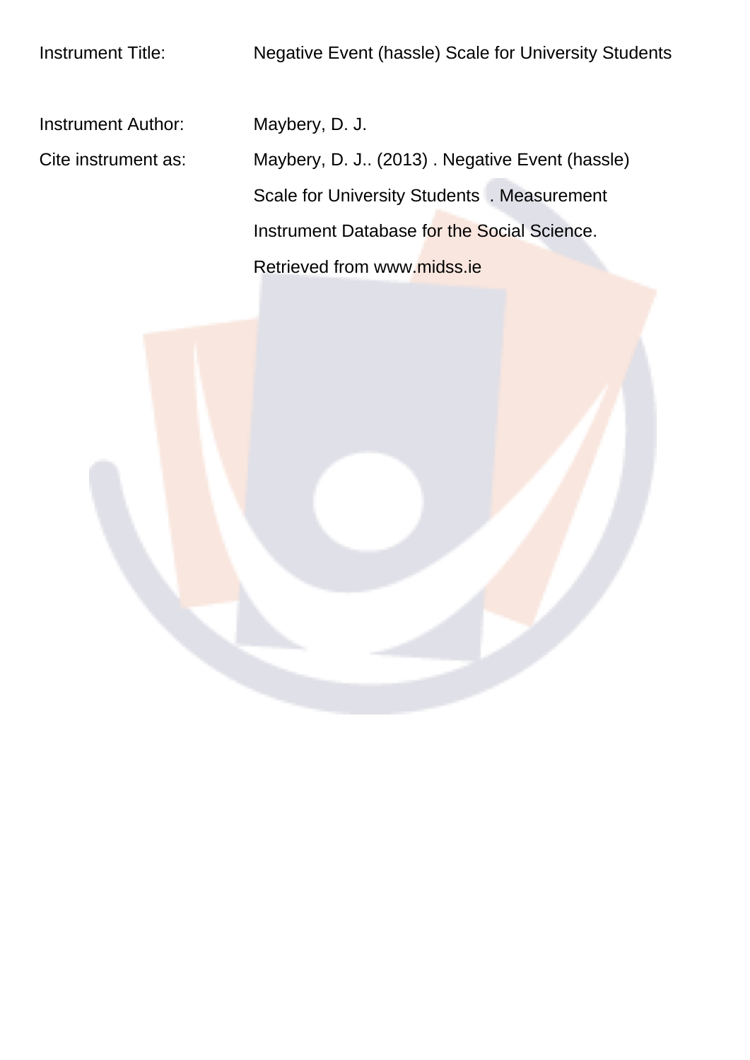Instrument Title: Negative Event (hassle) Scale for University Students

Instrument Author: Maybery, D. J.

Cite instrument as: Maybery, D. J.. (2013) . Negative Event (hassle) Scale for University Students . Measurement Instrument Database for the Social Science. Retrieved from www.midss.ie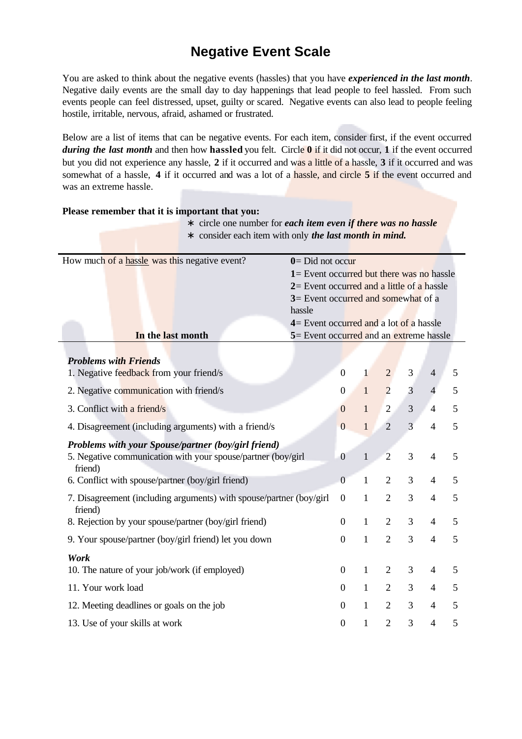# Negative Event Scale

You are asked to think about the negative events (hassles) that you have ***experienced in the last month***. Negative daily events are the small day to day happenings that lead people to feel hassled. From such events people can feel distressed, upset, guilty or scared. Negative events can also lead to people feeling hostile, irritable, nervous, afraid, ashamed or frustrated.

Below are a list of items that can be negative events. For each item, consider first, if the event occurred ***during the last month*** and then how **hassled** you felt. Circle **0** if it did not occur, **1** if the event occurred but you did not experience any hassle, **2** if it occurred and was a little of a hassle, **3** if it occurred and was somewhat of a hassle, **4** if it occurred and was a lot of a hassle, and circle **5** if the event occurred and was an extreme hassle.

**Please remember that it is important that you:**

- ∗ circle one number for ***each item even if there was no hassle***
- ∗ consider each item with only ***the last month in mind.***

| How much of a hassle was this negative event? **In the last month** | **0**= Did not occur<br>**1**= Event occurred but there was no hassle<br>**2**= Event occurred and a little of a hassle<br>**3**= Event occurred and somewhat of a hassle<br>**4**= Event occurred and a lot of a hassle<br>**5**= Event occurred and an extreme hassle | | | | | |
|---|---|---|---|---|---|---|
| ***Problems with Friends*** | | | | | | |
| 1. Negative feedback from your friend/s | 0 | 1 | 2 | 3 | 4 | 5 |
| 2. Negative communication with friend/s | 0 | 1 | 2 | 3 | 4 | 5 |
| 3. Conflict with a friend/s | 0 | 1 | 2 | 3 | 4 | 5 |
| 4. Disagreement (including arguments) with a friend/s | 0 | 1 | 2 | 3 | 4 | 5 |
| ***Problems with your Spouse/partner (boy/girl friend)*** | | | | | | |
| 5. Negative communication with your spouse/partner (boy/girl friend) | 0 | 1 | 2 | 3 | 4 | 5 |
| 6. Conflict with spouse/partner (boy/girl friend) | 0 | 1 | 2 | 3 | 4 | 5 |
| 7. Disagreement (including arguments) with spouse/partner (boy/girl friend) | 0 | 1 | 2 | 3 | 4 | 5 |
| 8. Rejection by your spouse/partner (boy/girl friend) | 0 | 1 | 2 | 3 | 4 | 5 |
| 9. Your spouse/partner (boy/girl friend) let you down | 0 | 1 | 2 | 3 | 4 | 5 |
| ***Work*** | | | | | | |
| 10. The nature of your job/work (if employed) | 0 | 1 | 2 | 3 | 4 | 5 |
| 11. Your work load | 0 | 1 | 2 | 3 | 4 | 5 |
| 12. Meeting deadlines or goals on the job | 0 | 1 | 2 | 3 | 4 | 5 |
| 13. Use of your skills at work | 0 | 1 | 2 | 3 | 4 | 5 |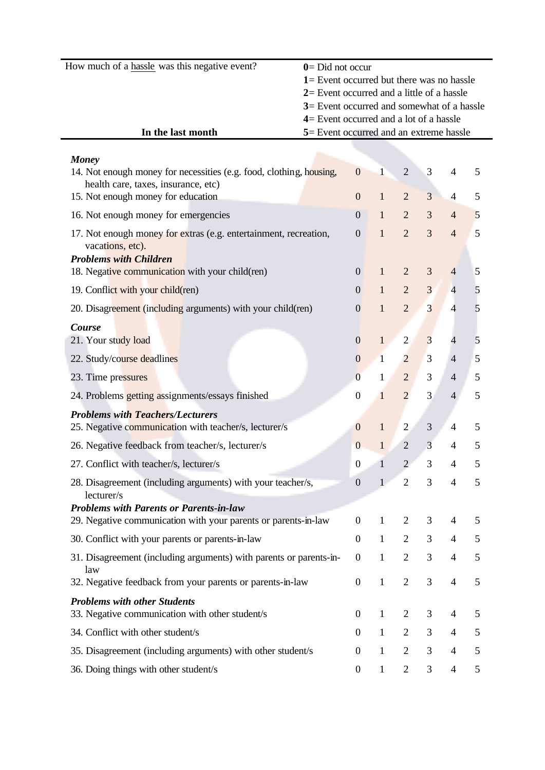| How much of a hassle was this negative event? | **0**= Did not occur<br>**1**= Event occurred but there was no hassle<br>**2**= Event occurred and a little of a hassle<br>**3**= Event occurred and somewhat of a hassle<br>**4**= Event occurred and a lot of a hassle<br>**5**= Event occurred and an extreme hassle | | | | | |
|---|---|---|---|---|---|---|
| **In the last month** | | | | | | |
| ***Money*** | | | | | | |
| 14. Not enough money for necessities (e.g. food, clothing, housing, health care, taxes, insurance, etc) | 0 | 1 | 2 | 3 | 4 | 5 |
| 15. Not enough money for education | 0 | 1 | 2 | 3 | 4 | 5 |
| 16. Not enough money for emergencies | 0 | 1 | 2 | 3 | 4 | 5 |
| 17. Not enough money for extras (e.g. entertainment, recreation, vacations, etc). | 0 | 1 | 2 | 3 | 4 | 5 |
| ***Problems with Children*** | | | | | | |
| 18. Negative communication with your child(ren) | 0 | 1 | 2 | 3 | 4 | 5 |
| 19. Conflict with your child(ren) | 0 | 1 | 2 | 3 | 4 | 5 |
| 20. Disagreement (including arguments) with your child(ren) | 0 | 1 | 2 | 3 | 4 | 5 |
| ***Course*** | | | | | | |
| 21. Your study load | 0 | 1 | 2 | 3 | 4 | 5 |
| 22. Study/course deadlines | 0 | 1 | 2 | 3 | 4 | 5 |
| 23. Time pressures | 0 | 1 | 2 | 3 | 4 | 5 |
| 24. Problems getting assignments/essays finished | 0 | 1 | 2 | 3 | 4 | 5 |
| ***Problems with Teachers/Lecturers*** | | | | | | |
| 25. Negative communication with teacher/s, lecturer/s | 0 | 1 | 2 | 3 | 4 | 5 |
| 26. Negative feedback from teacher/s, lecturer/s | 0 | 1 | 2 | 3 | 4 | 5 |
| 27. Conflict with teacher/s, lecturer/s | 0 | 1 | 2 | 3 | 4 | 5 |
| 28. Disagreement (including arguments) with your teacher/s, lecturer/s | 0 | 1 | 2 | 3 | 4 | 5 |
| ***Problems with Parents or Parents-in-law*** | | | | | | |
| 29. Negative communication with your parents or parents-in-law | 0 | 1 | 2 | 3 | 4 | 5 |
| 30. Conflict with your parents or parents-in-law | 0 | 1 | 2 | 3 | 4 | 5 |
| 31. Disagreement (including arguments) with parents or parents-in-law | 0 | 1 | 2 | 3 | 4 | 5 |
| 32. Negative feedback from your parents or parents-in-law | 0 | 1 | 2 | 3 | 4 | 5 |
| ***Problems with other Students*** | | | | | | |
| 33. Negative communication with other student/s | 0 | 1 | 2 | 3 | 4 | 5 |
| 34. Conflict with other student/s | 0 | 1 | 2 | 3 | 4 | 5 |
| 35. Disagreement (including arguments) with other student/s | 0 | 1 | 2 | 3 | 4 | 5 |
| 36. Doing things with other student/s | 0 | 1 | 2 | 3 | 4 | 5 |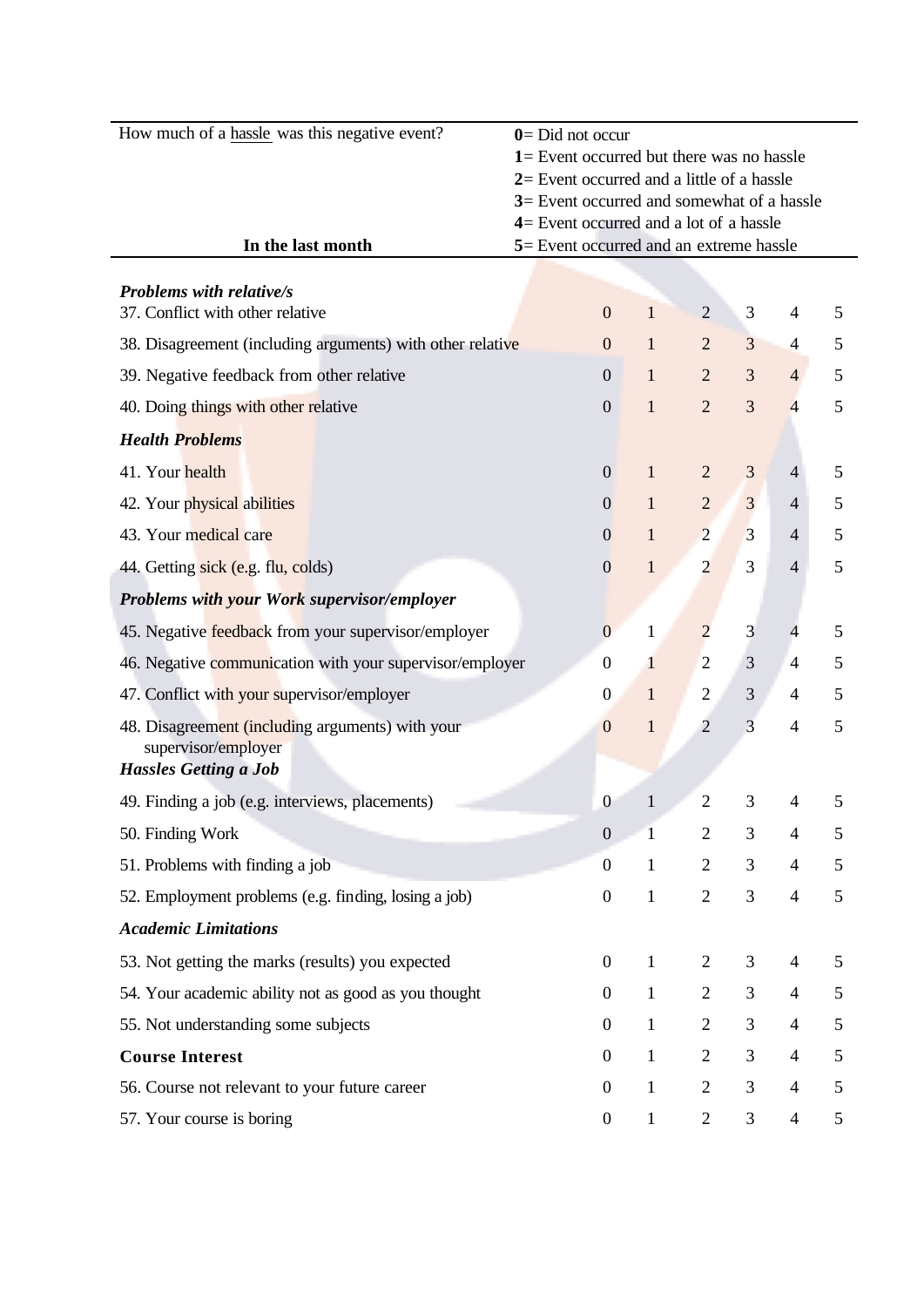| How much of a <u>hassle</u> was this negative event?<br><br>**In the last month** | **0**= Did not occur<br>**1**= Event occurred but there was no hassle<br>**2**= Event occurred and a little of a hassle<br>**3**= Event occurred and somewhat of a hassle<br>**4**= Event occurred and a lot of a hassle<br>**5**= Event occurred and an extreme hassle | | | | | |
|---|---|---|---|---|---|---|
| ***Problems with relative/s*** | | | | | | |
| 37. Conflict with other relative | 0 | 1 | 2 | 3 | 4 | 5 |
| 38. Disagreement (including arguments) with other relative | 0 | 1 | 2 | 3 | 4 | 5 |
| 39. Negative feedback from other relative | 0 | 1 | 2 | 3 | 4 | 5 |
| 40. Doing things with other relative | 0 | 1 | 2 | 3 | 4 | 5 |
| ***Health Problems*** | | | | | | |
| 41. Your health | 0 | 1 | 2 | 3 | 4 | 5 |
| 42. Your physical abilities | 0 | 1 | 2 | 3 | 4 | 5 |
| 43. Your medical care | 0 | 1 | 2 | 3 | 4 | 5 |
| 44. Getting sick (e.g. flu, colds) | 0 | 1 | 2 | 3 | 4 | 5 |
| ***Problems with your Work supervisor/employer*** | | | | | | |
| 45. Negative feedback from your supervisor/employer | 0 | 1 | 2 | 3 | 4 | 5 |
| 46. Negative communication with your supervisor/employer | 0 | 1 | 2 | 3 | 4 | 5 |
| 47. Conflict with your supervisor/employer | 0 | 1 | 2 | 3 | 4 | 5 |
| 48. Disagreement (including arguments) with your supervisor/employer | 0 | 1 | 2 | 3 | 4 | 5 |
| ***Hassles Getting a Job*** | | | | | | |
| 49. Finding a job (e.g. interviews, placements) | 0 | 1 | 2 | 3 | 4 | 5 |
| 50. Finding Work | 0 | 1 | 2 | 3 | 4 | 5 |
| 51. Problems with finding a job | 0 | 1 | 2 | 3 | 4 | 5 |
| 52. Employment problems (e.g. finding, losing a job) | 0 | 1 | 2 | 3 | 4 | 5 |
| ***Academic Limitations*** | | | | | | |
| 53. Not getting the marks (results) you expected | 0 | 1 | 2 | 3 | 4 | 5 |
| 54. Your academic ability not as good as you thought | 0 | 1 | 2 | 3 | 4 | 5 |
| 55. Not understanding some subjects | 0 | 1 | 2 | 3 | 4 | 5 |
| **Course Interest** | 0 | 1 | 2 | 3 | 4 | 5 |
| 56. Course not relevant to your future career | 0 | 1 | 2 | 3 | 4 | 5 |
| 57. Your course is boring | 0 | 1 | 2 | 3 | 4 | 5 |